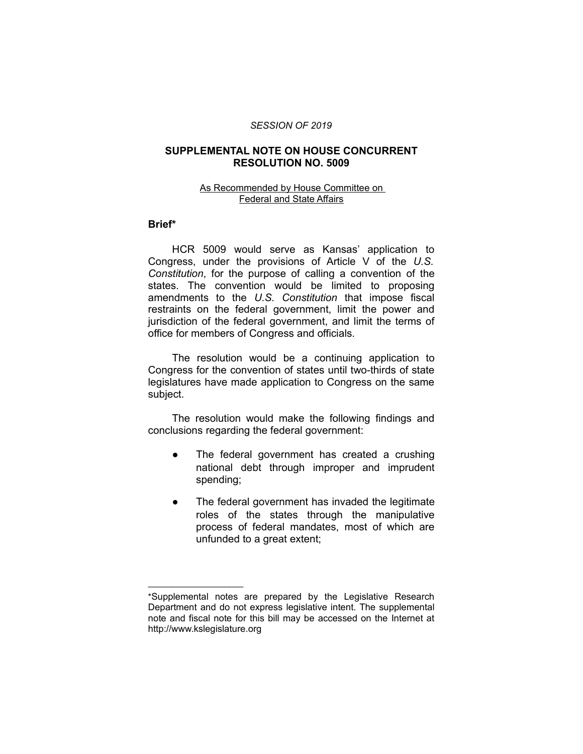*SESSION OF 2019*

# SUPPLEMENTAL NOTE ON HOUSE CONCURRENT RESOLUTION NO. 5009

As Recommended by House Committee on Federal and State Affairs

## Brief*

HCR 5009 would serve as Kansas' application to Congress, under the provisions of Article V of the *U.S. Constitution*, for the purpose of calling a convention of the states. The convention would be limited to proposing amendments to the *U.S. Constitution* that impose fiscal restraints on the federal government, limit the power and jurisdiction of the federal government, and limit the terms of office for members of Congress and officials.

The resolution would be a continuing application to Congress for the convention of states until two-thirds of state legislatures have made application to Congress on the same subject.

The resolution would make the following findings and conclusions regarding the federal government:

- The federal government has created a crushing national debt through improper and imprudent spending;
- The federal government has invaded the legitimate roles of the states through the manipulative process of federal mandates, most of which are unfunded to a great extent;

---

*Supplemental notes are prepared by the Legislative Research Department and do not express legislative intent. The supplemental note and fiscal note for this bill may be accessed on the Internet at http://www.kslegislature.org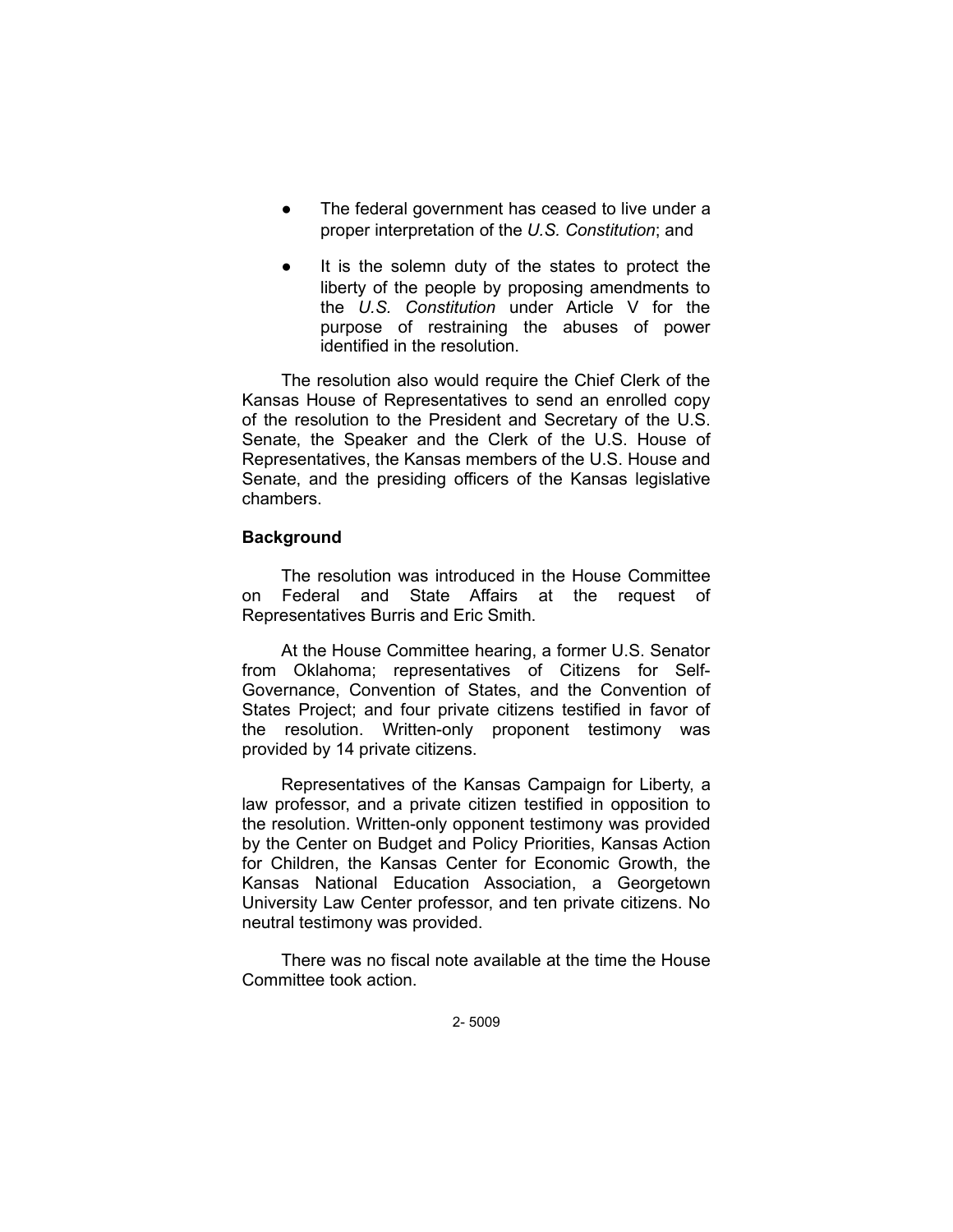- The federal government has ceased to live under a proper interpretation of the *U.S. Constitution*; and
- It is the solemn duty of the states to protect the liberty of the people by proposing amendments to the *U.S. Constitution* under Article V for the purpose of restraining the abuses of power identified in the resolution.

The resolution also would require the Chief Clerk of the Kansas House of Representatives to send an enrolled copy of the resolution to the President and Secretary of the U.S. Senate, the Speaker and the Clerk of the U.S. House of Representatives, the Kansas members of the U.S. House and Senate, and the presiding officers of the Kansas legislative chambers.

**Background**

The resolution was introduced in the House Committee on Federal and State Affairs at the request of Representatives Burris and Eric Smith.

At the House Committee hearing, a former U.S. Senator from Oklahoma; representatives of Citizens for Self-Governance, Convention of States, and the Convention of States Project; and four private citizens testified in favor of the resolution. Written-only proponent testimony was provided by 14 private citizens.

Representatives of the Kansas Campaign for Liberty, a law professor, and a private citizen testified in opposition to the resolution. Written-only opponent testimony was provided by the Center on Budget and Policy Priorities, Kansas Action for Children, the Kansas Center for Economic Growth, the Kansas National Education Association, a Georgetown University Law Center professor, and ten private citizens. No neutral testimony was provided.

There was no fiscal note available at the time the House Committee took action.